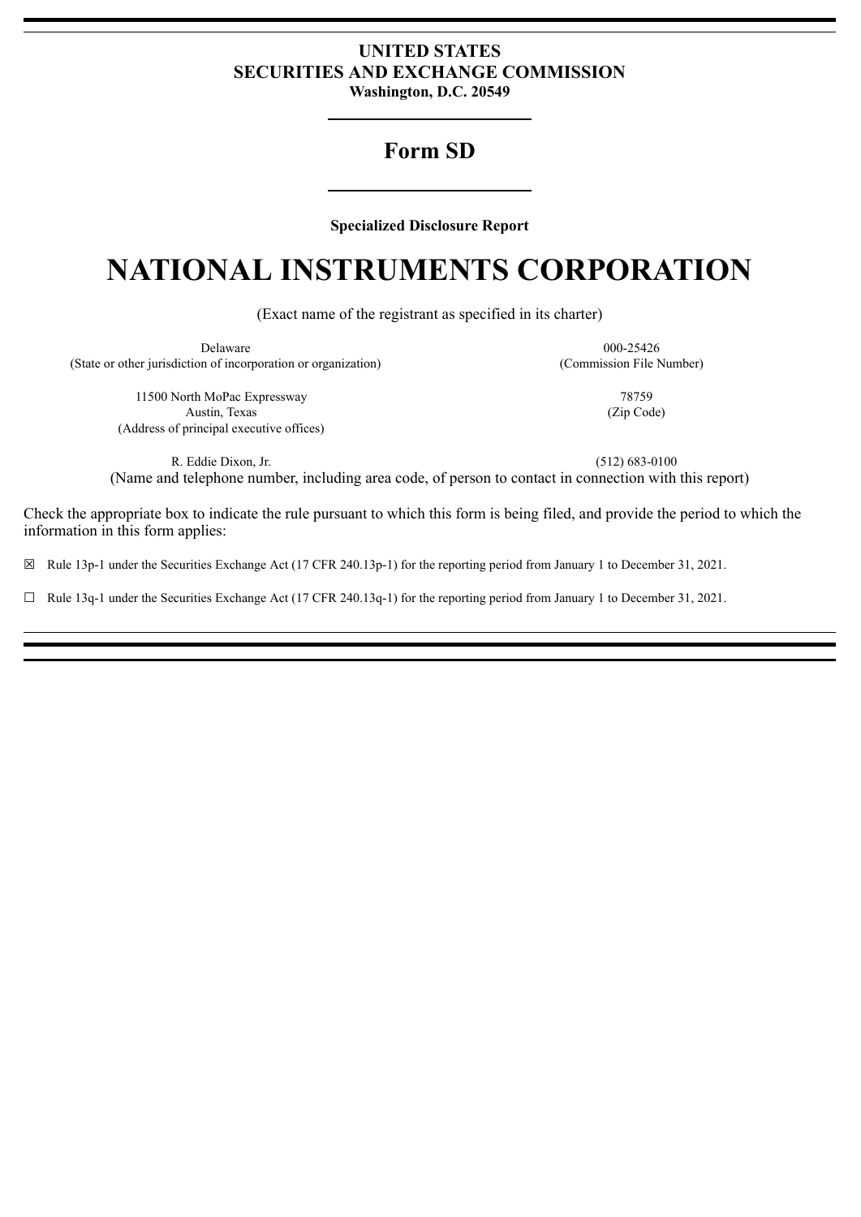**UNITED STATES**
**SECURITIES AND EXCHANGE COMMISSION**
**Washington, D.C. 20549**

# Form SD

**Specialized Disclosure Report**

# NATIONAL INSTRUMENTS CORPORATION

(Exact name of the registrant as specified in its charter)

| | |
|---|---|
| Delaware<br>(State or other jurisdiction of incorporation or organization) | 000-25426<br>(Commission File Number) |
| 11500 North MoPac Expressway<br>Austin, Texas<br>(Address of principal executive offices) | 78759<br>(Zip Code) |
| R. Eddie Dixon, Jr. | (512) 683-0100 |

(Name and telephone number, including area code, of person to contact in connection with this report)

Check the appropriate box to indicate the rule pursuant to which this form is being filed, and provide the period to which the information in this form applies:

☒ Rule 13p-1 under the Securities Exchange Act (17 CFR 240.13p-1) for the reporting period from January 1 to December 31, 2021.

☐ Rule 13q-1 under the Securities Exchange Act (17 CFR 240.13q-1) for the reporting period from January 1 to December 31, 2021.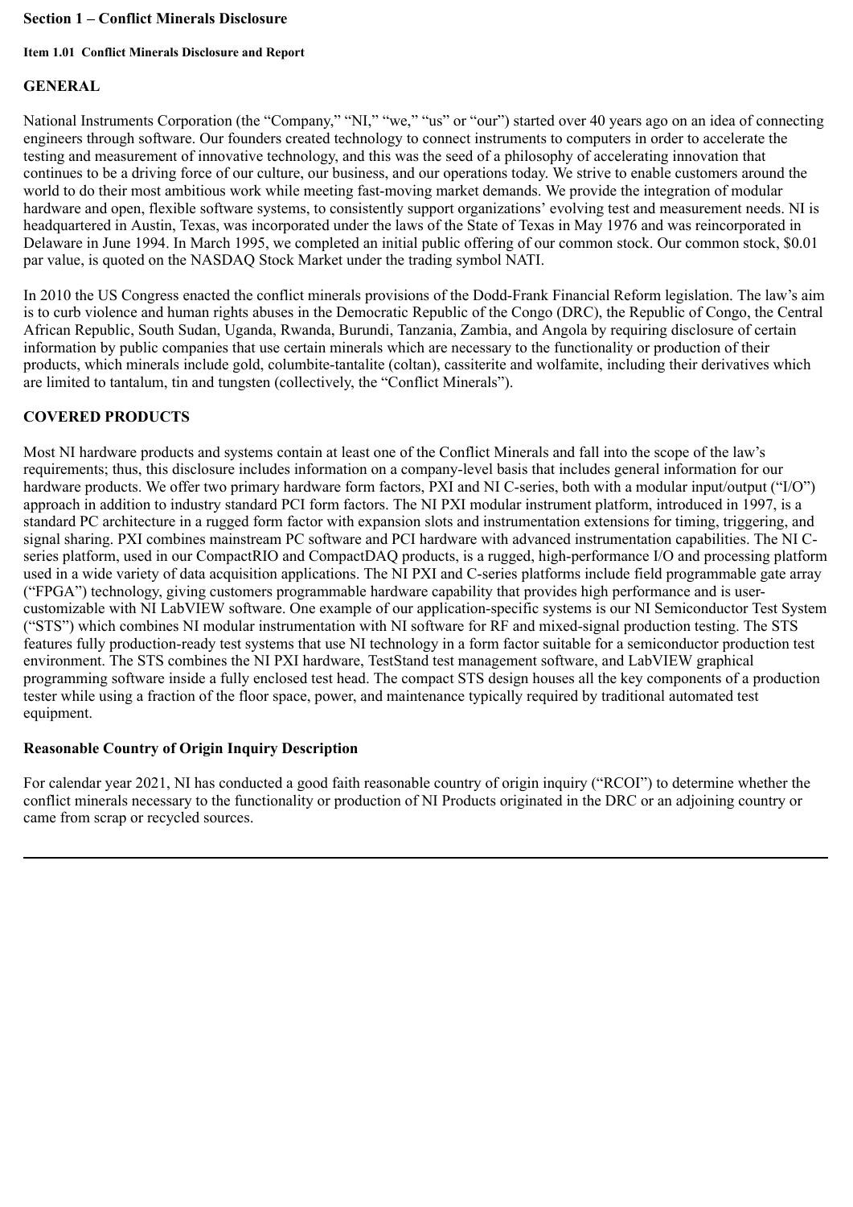**Section 1 – Conflict Minerals Disclosure**

**Item 1.01 Conflict Minerals Disclosure and Report**

**GENERAL**

National Instruments Corporation (the "Company," "NI," "we," "us" or "our") started over 40 years ago on an idea of connecting engineers through software. Our founders created technology to connect instruments to computers in order to accelerate the testing and measurement of innovative technology, and this was the seed of a philosophy of accelerating innovation that continues to be a driving force of our culture, our business, and our operations today. We strive to enable customers around the world to do their most ambitious work while meeting fast-moving market demands. We provide the integration of modular hardware and open, flexible software systems, to consistently support organizations' evolving test and measurement needs. NI is headquartered in Austin, Texas, was incorporated under the laws of the State of Texas in May 1976 and was reincorporated in Delaware in June 1994. In March 1995, we completed an initial public offering of our common stock. Our common stock, $0.01 par value, is quoted on the NASDAQ Stock Market under the trading symbol NATI.

In 2010 the US Congress enacted the conflict minerals provisions of the Dodd-Frank Financial Reform legislation. The law's aim is to curb violence and human rights abuses in the Democratic Republic of the Congo (DRC), the Republic of Congo, the Central African Republic, South Sudan, Uganda, Rwanda, Burundi, Tanzania, Zambia, and Angola by requiring disclosure of certain information by public companies that use certain minerals which are necessary to the functionality or production of their products, which minerals include gold, columbite-tantalite (coltan), cassiterite and wolfamite, including their derivatives which are limited to tantalum, tin and tungsten (collectively, the "Conflict Minerals").

**COVERED PRODUCTS**

Most NI hardware products and systems contain at least one of the Conflict Minerals and fall into the scope of the law's requirements; thus, this disclosure includes information on a company-level basis that includes general information for our hardware products. We offer two primary hardware form factors, PXI and NI C-series, both with a modular input/output ("I/O") approach in addition to industry standard PCI form factors. The NI PXI modular instrument platform, introduced in 1997, is a standard PC architecture in a rugged form factor with expansion slots and instrumentation extensions for timing, triggering, and signal sharing. PXI combines mainstream PC software and PCI hardware with advanced instrumentation capabilities. The NI C-series platform, used in our CompactRIO and CompactDAQ products, is a rugged, high-performance I/O and processing platform used in a wide variety of data acquisition applications. The NI PXI and C-series platforms include field programmable gate array ("FPGA") technology, giving customers programmable hardware capability that provides high performance and is user-customizable with NI LabVIEW software. One example of our application-specific systems is our NI Semiconductor Test System ("STS") which combines NI modular instrumentation with NI software for RF and mixed-signal production testing. The STS features fully production-ready test systems that use NI technology in a form factor suitable for a semiconductor production test environment. The STS combines the NI PXI hardware, TestStand test management software, and LabVIEW graphical programming software inside a fully enclosed test head. The compact STS design houses all the key components of a production tester while using a fraction of the floor space, power, and maintenance typically required by traditional automated test equipment.

**Reasonable Country of Origin Inquiry Description**

For calendar year 2021, NI has conducted a good faith reasonable country of origin inquiry ("RCOI") to determine whether the conflict minerals necessary to the functionality or production of NI Products originated in the DRC or an adjoining country or came from scrap or recycled sources.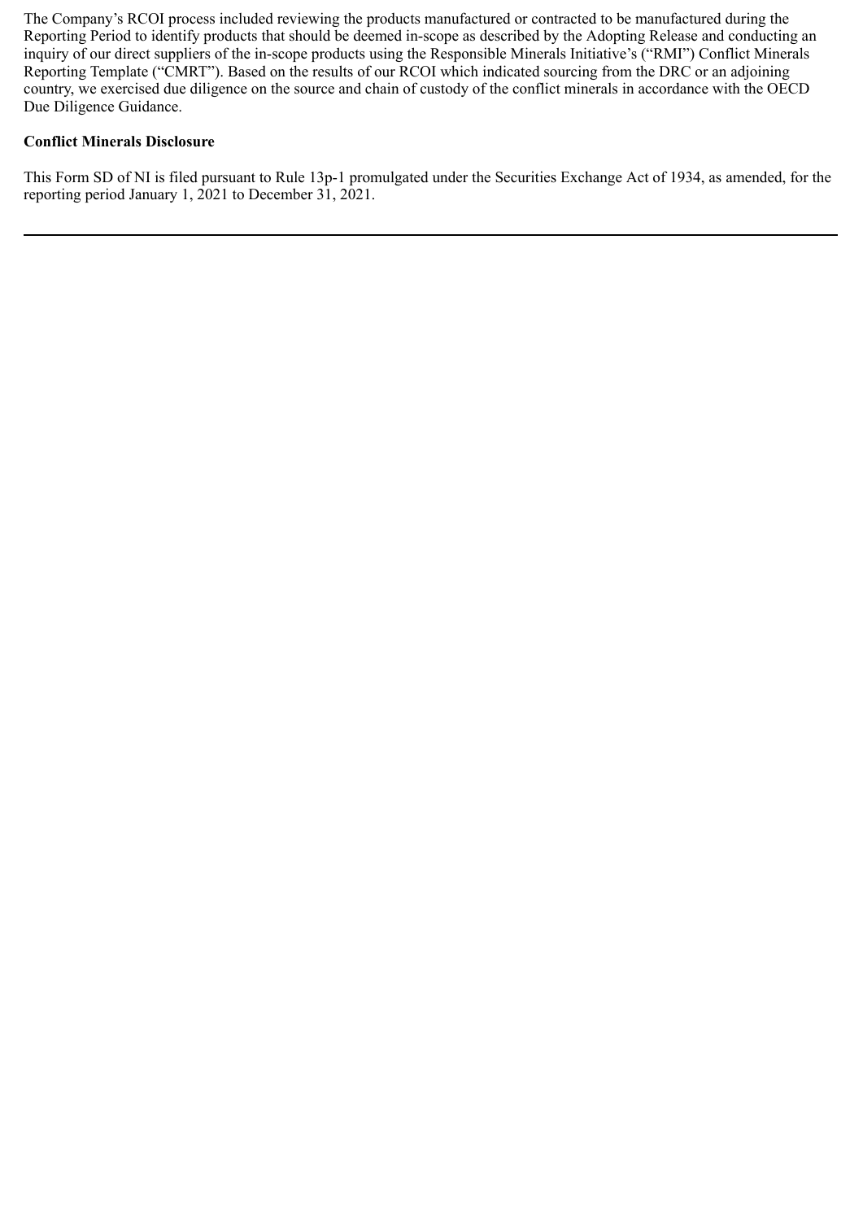The Company's RCOI process included reviewing the products manufactured or contracted to be manufactured during the Reporting Period to identify products that should be deemed in-scope as described by the Adopting Release and conducting an inquiry of our direct suppliers of the in-scope products using the Responsible Minerals Initiative's ("RMI") Conflict Minerals Reporting Template ("CMRT"). Based on the results of our RCOI which indicated sourcing from the DRC or an adjoining country, we exercised due diligence on the source and chain of custody of the conflict minerals in accordance with the OECD Due Diligence Guidance.

**Conflict Minerals Disclosure**

This Form SD of NI is filed pursuant to Rule 13p-1 promulgated under the Securities Exchange Act of 1934, as amended, for the reporting period January 1, 2021 to December 31, 2021.

---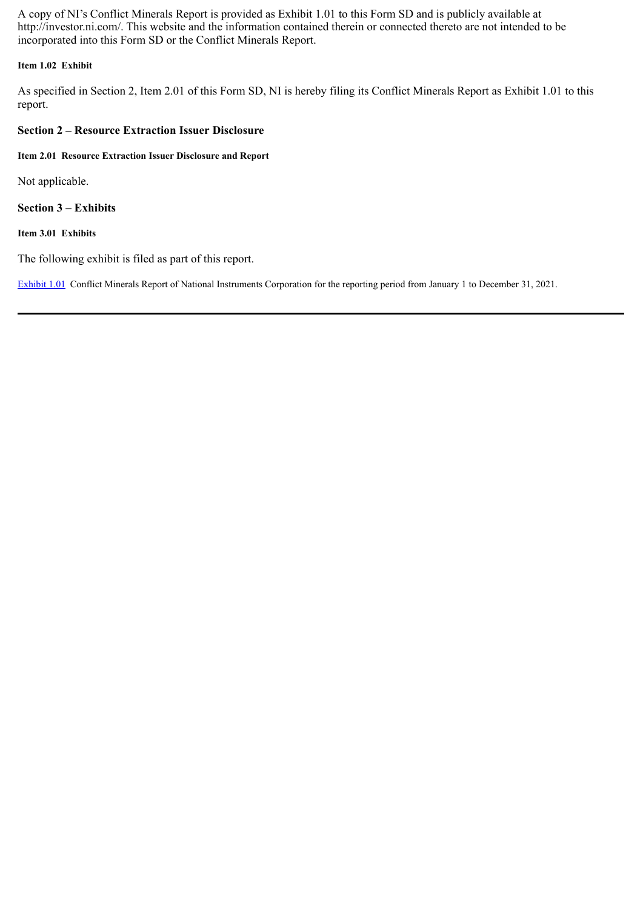A copy of NI's Conflict Minerals Report is provided as Exhibit 1.01 to this Form SD and is publicly available at http://investor.ni.com/. This website and the information contained therein or connected thereto are not intended to be incorporated into this Form SD or the Conflict Minerals Report.

#### Item 1.02 Exhibit

As specified in Section 2, Item 2.01 of this Form SD, NI is hereby filing its Conflict Minerals Report as Exhibit 1.01 to this report.

### Section 2 – Resource Extraction Issuer Disclosure

#### Item 2.01 Resource Extraction Issuer Disclosure and Report

Not applicable.

### Section 3 – Exhibits

#### Item 3.01 Exhibits

The following exhibit is filed as part of this report.

Exhibit 1.01 Conflict Minerals Report of National Instruments Corporation for the reporting period from January 1 to December 31, 2021.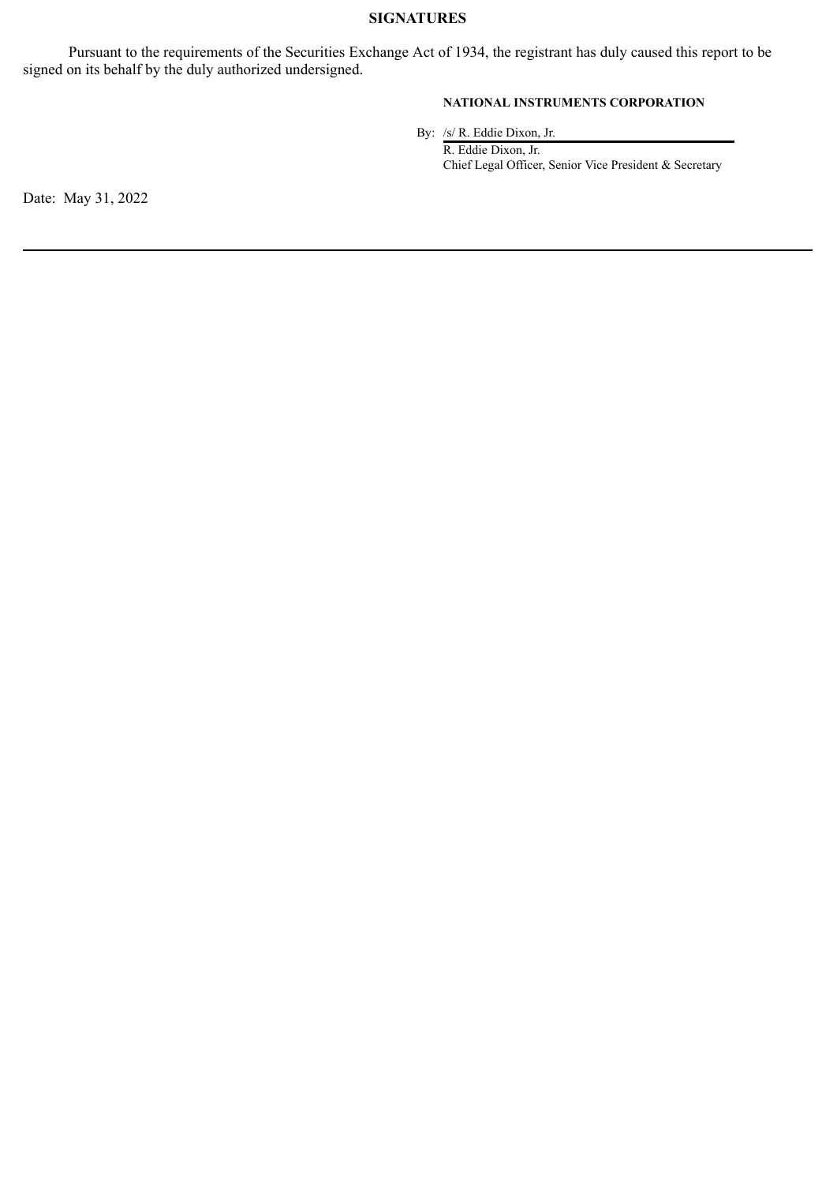## SIGNATURES

Pursuant to the requirements of the Securities Exchange Act of 1934, the registrant has duly caused this report to be signed on its behalf by the duly authorized undersigned.

**NATIONAL INSTRUMENTS CORPORATION**

By: /s/ R. Eddie Dixon, Jr.
R. Eddie Dixon, Jr.
Chief Legal Officer, Senior Vice President & Secretary

Date: May 31, 2022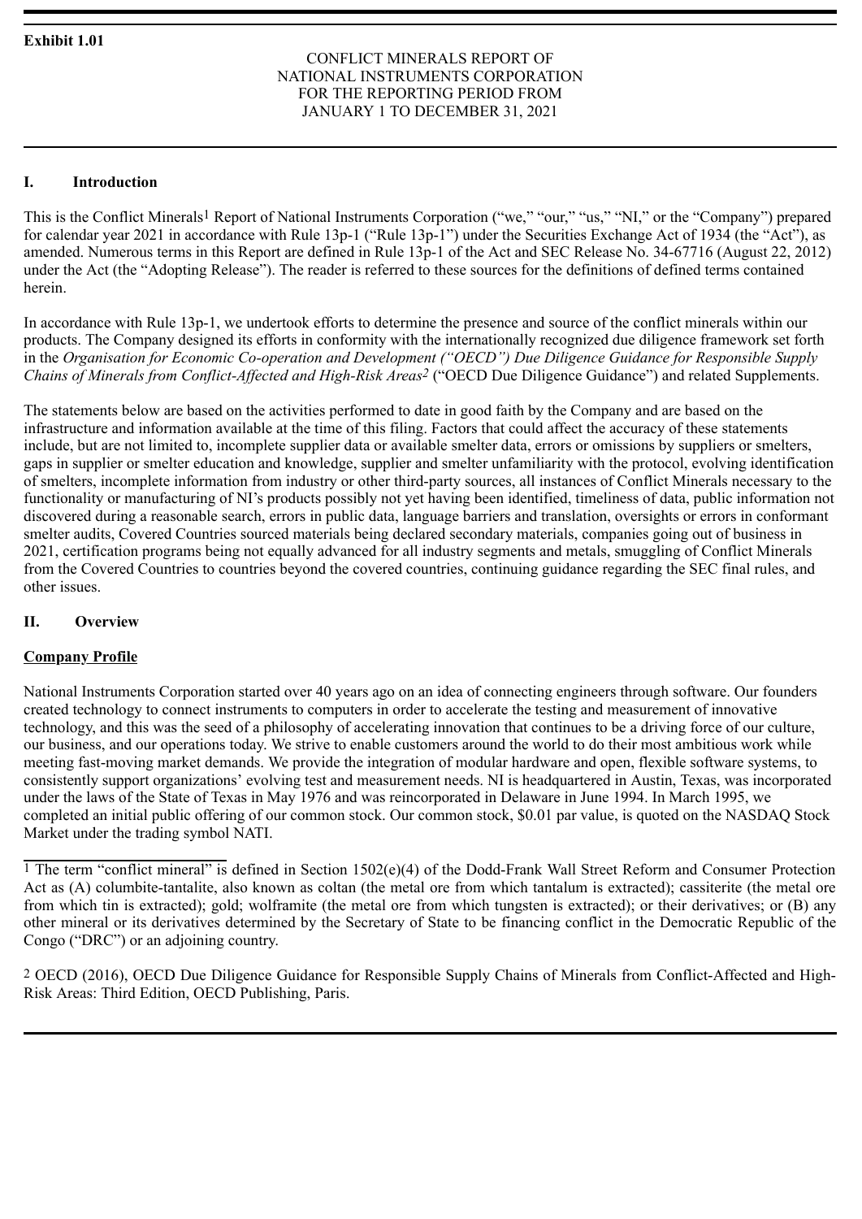**Exhibit 1.01**

CONFLICT MINERALS REPORT OF
NATIONAL INSTRUMENTS CORPORATION
FOR THE REPORTING PERIOD FROM
JANUARY 1 TO DECEMBER 31, 2021

## I. Introduction

This is the Conflict Minerals[1] Report of National Instruments Corporation ("we," "our," "us," "NI," or the "Company") prepared for calendar year 2021 in accordance with Rule 13p-1 ("Rule 13p-1") under the Securities Exchange Act of 1934 (the "Act"), as amended. Numerous terms in this Report are defined in Rule 13p-1 of the Act and SEC Release No. 34-67716 (August 22, 2012) under the Act (the "Adopting Release"). The reader is referred to these sources for the definitions of defined terms contained herein.

In accordance with Rule 13p-1, we undertook efforts to determine the presence and source of the conflict minerals within our products. The Company designed its efforts in conformity with the internationally recognized due diligence framework set forth in the *Organisation for Economic Co-operation and Development ("OECD") Due Diligence Guidance for Responsible Supply Chains of Minerals from Conflict-Affected and High-Risk Areas*[2] ("OECD Due Diligence Guidance") and related Supplements.

The statements below are based on the activities performed to date in good faith by the Company and are based on the infrastructure and information available at the time of this filing. Factors that could affect the accuracy of these statements include, but are not limited to, incomplete supplier data or available smelter data, errors or omissions by suppliers or smelters, gaps in supplier or smelter education and knowledge, supplier and smelter unfamiliarity with the protocol, evolving identification of smelters, incomplete information from industry or other third-party sources, all instances of Conflict Minerals necessary to the functionality or manufacturing of NI's products possibly not yet having been identified, timeliness of data, public information not discovered during a reasonable search, errors in public data, language barriers and translation, oversights or errors in conformant smelter audits, Covered Countries sourced materials being declared secondary materials, companies going out of business in 2021, certification programs being not equally advanced for all industry segments and metals, smuggling of Conflict Minerals from the Covered Countries to countries beyond the covered countries, continuing guidance regarding the SEC final rules, and other issues.

## II. Overview

### Company Profile

National Instruments Corporation started over 40 years ago on an idea of connecting engineers through software. Our founders created technology to connect instruments to computers in order to accelerate the testing and measurement of innovative technology, and this was the seed of a philosophy of accelerating innovation that continues to be a driving force of our culture, our business, and our operations today. We strive to enable customers around the world to do their most ambitious work while meeting fast-moving market demands. We provide the integration of modular hardware and open, flexible software systems, to consistently support organizations' evolving test and measurement needs. NI is headquartered in Austin, Texas, was incorporated under the laws of the State of Texas in May 1976 and was reincorporated in Delaware in June 1994. In March 1995, we completed an initial public offering of our common stock. Our common stock, $0.01 par value, is quoted on the NASDAQ Stock Market under the trading symbol NATI.

---

[1] The term "conflict mineral" is defined in Section 1502(e)(4) of the Dodd-Frank Wall Street Reform and Consumer Protection Act as (A) columbite-tantalite, also known as coltan (the metal ore from which tantalum is extracted); cassiterite (the metal ore from which tin is extracted); gold; wolframite (the metal ore from which tungsten is extracted); or their derivatives; or (B) any other mineral or its derivatives determined by the Secretary of State to be financing conflict in the Democratic Republic of the Congo ("DRC") or an adjoining country.

[2] OECD (2016), OECD Due Diligence Guidance for Responsible Supply Chains of Minerals from Conflict-Affected and High-Risk Areas: Third Edition, OECD Publishing, Paris.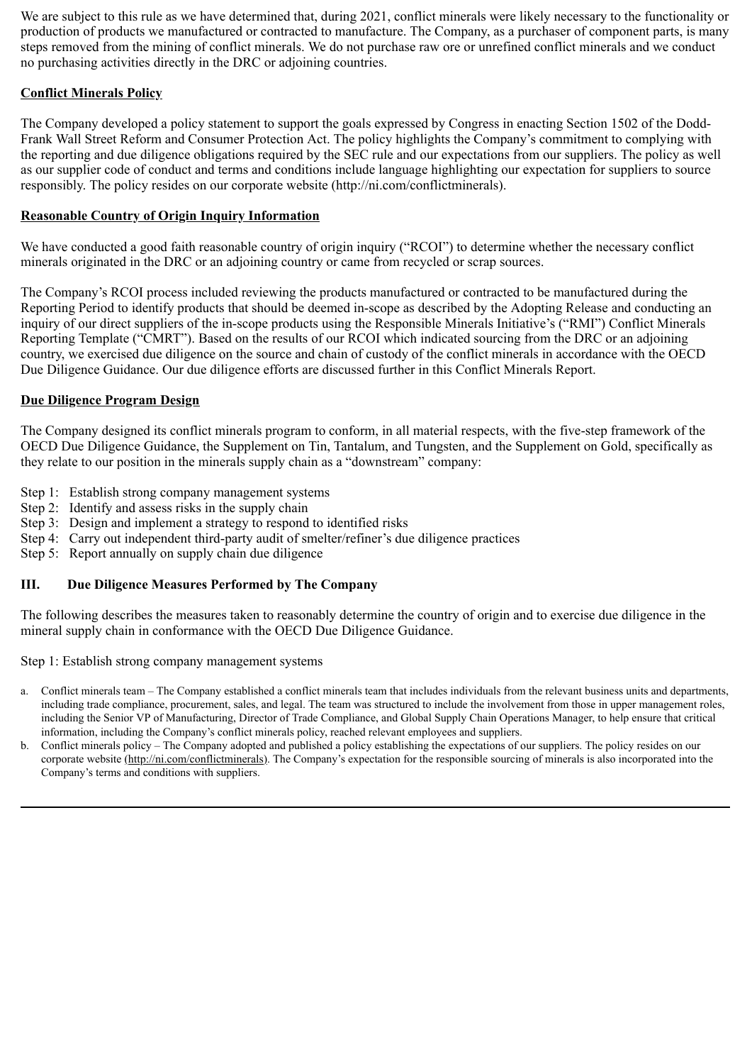We are subject to this rule as we have determined that, during 2021, conflict minerals were likely necessary to the functionality or production of products we manufactured or contracted to manufacture. The Company, as a purchaser of component parts, is many steps removed from the mining of conflict minerals. We do not purchase raw ore or unrefined conflict minerals and we conduct no purchasing activities directly in the DRC or adjoining countries.

**Conflict Minerals Policy**

The Company developed a policy statement to support the goals expressed by Congress in enacting Section 1502 of the Dodd-Frank Wall Street Reform and Consumer Protection Act. The policy highlights the Company's commitment to complying with the reporting and due diligence obligations required by the SEC rule and our expectations from our suppliers. The policy as well as our supplier code of conduct and terms and conditions include language highlighting our expectation for suppliers to source responsibly. The policy resides on our corporate website (http://ni.com/conflictminerals).

**Reasonable Country of Origin Inquiry Information**

We have conducted a good faith reasonable country of origin inquiry ("RCOI") to determine whether the necessary conflict minerals originated in the DRC or an adjoining country or came from recycled or scrap sources.

The Company's RCOI process included reviewing the products manufactured or contracted to be manufactured during the Reporting Period to identify products that should be deemed in-scope as described by the Adopting Release and conducting an inquiry of our direct suppliers of the in-scope products using the Responsible Minerals Initiative's ("RMI") Conflict Minerals Reporting Template ("CMRT"). Based on the results of our RCOI which indicated sourcing from the DRC or an adjoining country, we exercised due diligence on the source and chain of custody of the conflict minerals in accordance with the OECD Due Diligence Guidance. Our due diligence efforts are discussed further in this Conflict Minerals Report.

**Due Diligence Program Design**

The Company designed its conflict minerals program to conform, in all material respects, with the five-step framework of the OECD Due Diligence Guidance, the Supplement on Tin, Tantalum, and Tungsten, and the Supplement on Gold, specifically as they relate to our position in the minerals supply chain as a "downstream" company:

- Step 1: Establish strong company management systems
- Step 2: Identify and assess risks in the supply chain
- Step 3: Design and implement a strategy to respond to identified risks
- Step 4: Carry out independent third-party audit of smelter/refiner's due diligence practices
- Step 5: Report annually on supply chain due diligence

## III. Due Diligence Measures Performed by The Company

The following describes the measures taken to reasonably determine the country of origin and to exercise due diligence in the mineral supply chain in conformance with the OECD Due Diligence Guidance.

Step 1: Establish strong company management systems

a. Conflict minerals team – The Company established a conflict minerals team that includes individuals from the relevant business units and departments, including trade compliance, procurement, sales, and legal. The team was structured to include the involvement from those in upper management roles, including the Senior VP of Manufacturing, Director of Trade Compliance, and Global Supply Chain Operations Manager, to help ensure that critical information, including the Company's conflict minerals policy, reached relevant employees and suppliers.
b. Conflict minerals policy – The Company adopted and published a policy establishing the expectations of our suppliers. The policy resides on our corporate website (http://ni.com/conflictminerals). The Company's expectation for the responsible sourcing of minerals is also incorporated into the Company's terms and conditions with suppliers.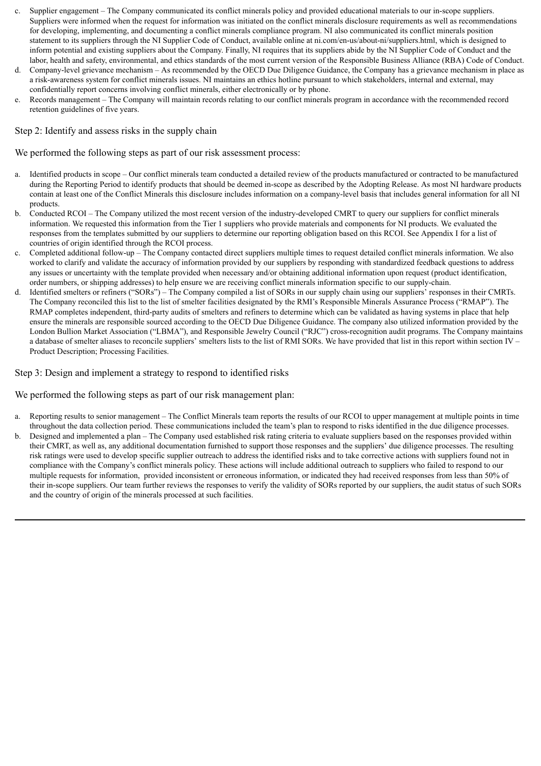c. Supplier engagement – The Company communicated its conflict minerals policy and provided educational materials to our in-scope suppliers. Suppliers were informed when the request for information was initiated on the conflict minerals disclosure requirements as well as recommendations for developing, implementing, and documenting a conflict minerals compliance program. NI also communicated its conflict minerals position statement to its suppliers through the NI Supplier Code of Conduct, available online at ni.com/en-us/about-ni/suppliers.html, which is designed to inform potential and existing suppliers about the Company. Finally, NI requires that its suppliers abide by the NI Supplier Code of Conduct and the labor, health and safety, environmental, and ethics standards of the most current version of the Responsible Business Alliance (RBA) Code of Conduct.

d. Company-level grievance mechanism – As recommended by the OECD Due Diligence Guidance, the Company has a grievance mechanism in place as a risk-awareness system for conflict minerals issues. NI maintains an ethics hotline pursuant to which stakeholders, internal and external, may confidentially report concerns involving conflict minerals, either electronically or by phone.

e. Records management – The Company will maintain records relating to our conflict minerals program in accordance with the recommended record retention guidelines of five years.

Step 2: Identify and assess risks in the supply chain

We performed the following steps as part of our risk assessment process:

a. Identified products in scope – Our conflict minerals team conducted a detailed review of the products manufactured or contracted to be manufactured during the Reporting Period to identify products that should be deemed in-scope as described by the Adopting Release. As most NI hardware products contain at least one of the Conflict Minerals this disclosure includes information on a company-level basis that includes general information for all NI products.

b. Conducted RCOI – The Company utilized the most recent version of the industry-developed CMRT to query our suppliers for conflict minerals information. We requested this information from the Tier 1 suppliers who provide materials and components for NI products. We evaluated the responses from the templates submitted by our suppliers to determine our reporting obligation based on this RCOI. See Appendix I for a list of countries of origin identified through the RCOI process.

c. Completed additional follow-up – The Company contacted direct suppliers multiple times to request detailed conflict minerals information. We also worked to clarify and validate the accuracy of information provided by our suppliers by responding with standardized feedback questions to address any issues or uncertainty with the template provided when necessary and/or obtaining additional information upon request (product identification, order numbers, or shipping addresses) to help ensure we are receiving conflict minerals information specific to our supply-chain.

d. Identified smelters or refiners ("SORs") – The Company compiled a list of SORs in our supply chain using our suppliers' responses in their CMRTs. The Company reconciled this list to the list of smelter facilities designated by the RMI's Responsible Minerals Assurance Process ("RMAP"). The RMAP completes independent, third-party audits of smelters and refiners to determine which can be validated as having systems in place that help ensure the minerals are responsible sourced according to the OECD Due Diligence Guidance. The company also utilized information provided by the London Bullion Market Association ("LBMA"), and Responsible Jewelry Council ("RJC") cross-recognition audit programs. The Company maintains a database of smelter aliases to reconcile suppliers' smelters lists to the list of RMI SORs. We have provided that list in this report within section IV – Product Description; Processing Facilities.

Step 3: Design and implement a strategy to respond to identified risks

We performed the following steps as part of our risk management plan:

a. Reporting results to senior management – The Conflict Minerals team reports the results of our RCOI to upper management at multiple points in time throughout the data collection period. These communications included the team's plan to respond to risks identified in the due diligence processes.

b. Designed and implemented a plan – The Company used established risk rating criteria to evaluate suppliers based on the responses provided within their CMRT, as well as, any additional documentation furnished to support those responses and the suppliers' due diligence processes. The resulting risk ratings were used to develop specific supplier outreach to address the identified risks and to take corrective actions with suppliers found not in compliance with the Company's conflict minerals policy. These actions will include additional outreach to suppliers who failed to respond to our multiple requests for information, provided inconsistent or erroneous information, or indicated they had received responses from less than 50% of their in-scope suppliers. Our team further reviews the responses to verify the validity of SORs reported by our suppliers, the audit status of such SORs and the country of origin of the minerals processed at such facilities.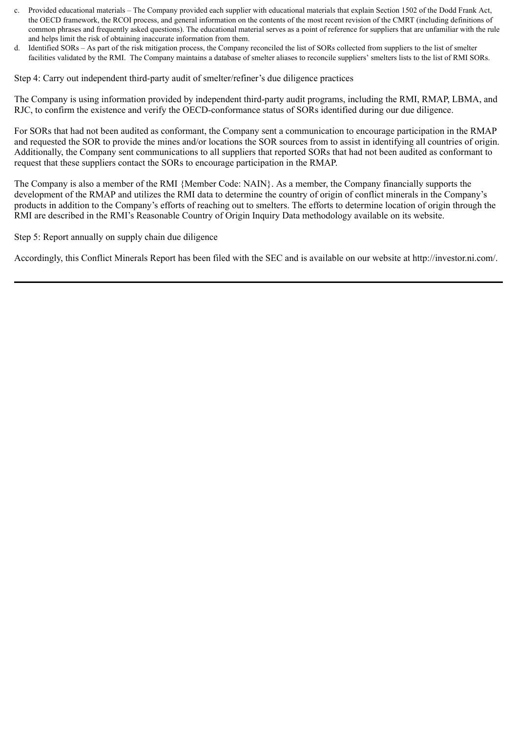c. Provided educational materials – The Company provided each supplier with educational materials that explain Section 1502 of the Dodd Frank Act, the OECD framework, the RCOI process, and general information on the contents of the most recent revision of the CMRT (including definitions of common phrases and frequently asked questions). The educational material serves as a point of reference for suppliers that are unfamiliar with the rule and helps limit the risk of obtaining inaccurate information from them.

d. Identified SORs – As part of the risk mitigation process, the Company reconciled the list of SORs collected from suppliers to the list of smelter facilities validated by the RMI. The Company maintains a database of smelter aliases to reconcile suppliers' smelters lists to the list of RMI SORs.

Step 4: Carry out independent third-party audit of smelter/refiner's due diligence practices

The Company is using information provided by independent third-party audit programs, including the RMI, RMAP, LBMA, and RJC, to confirm the existence and verify the OECD-conformance status of SORs identified during our due diligence.

For SORs that had not been audited as conformant, the Company sent a communication to encourage participation in the RMAP and requested the SOR to provide the mines and/or locations the SOR sources from to assist in identifying all countries of origin. Additionally, the Company sent communications to all suppliers that reported SORs that had not been audited as conformant to request that these suppliers contact the SORs to encourage participation in the RMAP.

The Company is also a member of the RMI {Member Code: NAIN}. As a member, the Company financially supports the development of the RMAP and utilizes the RMI data to determine the country of origin of conflict minerals in the Company's products in addition to the Company's efforts of reaching out to smelters. The efforts to determine location of origin through the RMI are described in the RMI's Reasonable Country of Origin Inquiry Data methodology available on its website.

Step 5: Report annually on supply chain due diligence

Accordingly, this Conflict Minerals Report has been filed with the SEC and is available on our website at http://investor.ni.com/.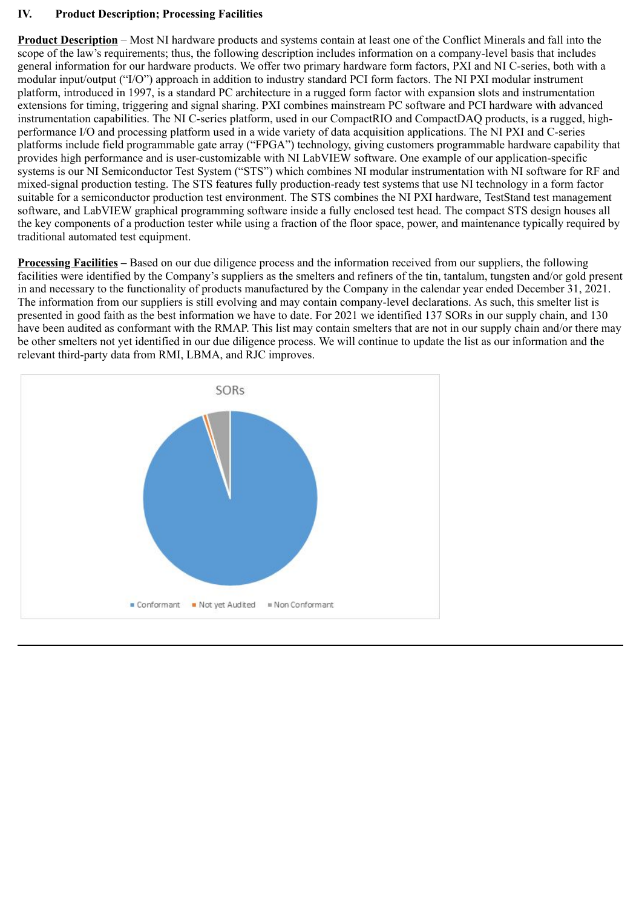## IV. Product Description; Processing Facilities

**Product Description** – Most NI hardware products and systems contain at least one of the Conflict Minerals and fall into the scope of the law's requirements; thus, the following description includes information on a company-level basis that includes general information for our hardware products. We offer two primary hardware form factors, PXI and NI C-series, both with a modular input/output ("I/O") approach in addition to industry standard PCI form factors. The NI PXI modular instrument platform, introduced in 1997, is a standard PC architecture in a rugged form factor with expansion slots and instrumentation extensions for timing, triggering and signal sharing. PXI combines mainstream PC software and PCI hardware with advanced instrumentation capabilities. The NI C-series platform, used in our CompactRIO and CompactDAQ products, is a rugged, high-performance I/O and processing platform used in a wide variety of data acquisition applications. The NI PXI and C-series platforms include field programmable gate array ("FPGA") technology, giving customers programmable hardware capability that provides high performance and is user-customizable with NI LabVIEW software. One example of our application-specific systems is our NI Semiconductor Test System ("STS") which combines NI modular instrumentation with NI software for RF and mixed-signal production testing. The STS features fully production-ready test systems that use NI technology in a form factor suitable for a semiconductor production test environment. The STS combines the NI PXI hardware, TestStand test management software, and LabVIEW graphical programming software inside a fully enclosed test head. The compact STS design houses all the key components of a production tester while using a fraction of the floor space, power, and maintenance typically required by traditional automated test equipment.

**Processing Facilities** – Based on our due diligence process and the information received from our suppliers, the following facilities were identified by the Company's suppliers as the smelters and refiners of the tin, tantalum, tungsten and/or gold present in and necessary to the functionality of products manufactured by the Company in the calendar year ended December 31, 2021. The information from our suppliers is still evolving and may contain company-level declarations. As such, this smelter list is presented in good faith as the best information we have to date. For 2021 we identified 137 SORs in our supply chain, and 130 have been audited as conformant with the RMAP. This list may contain smelters that are not in our supply chain and/or there may be other smelters not yet identified in our due diligence process. We will continue to update the list as our information and the relevant third-party data from RMI, LBMA, and RJC improves.

SORs

Conformant ■ Not yet Audited ■ Non Conformant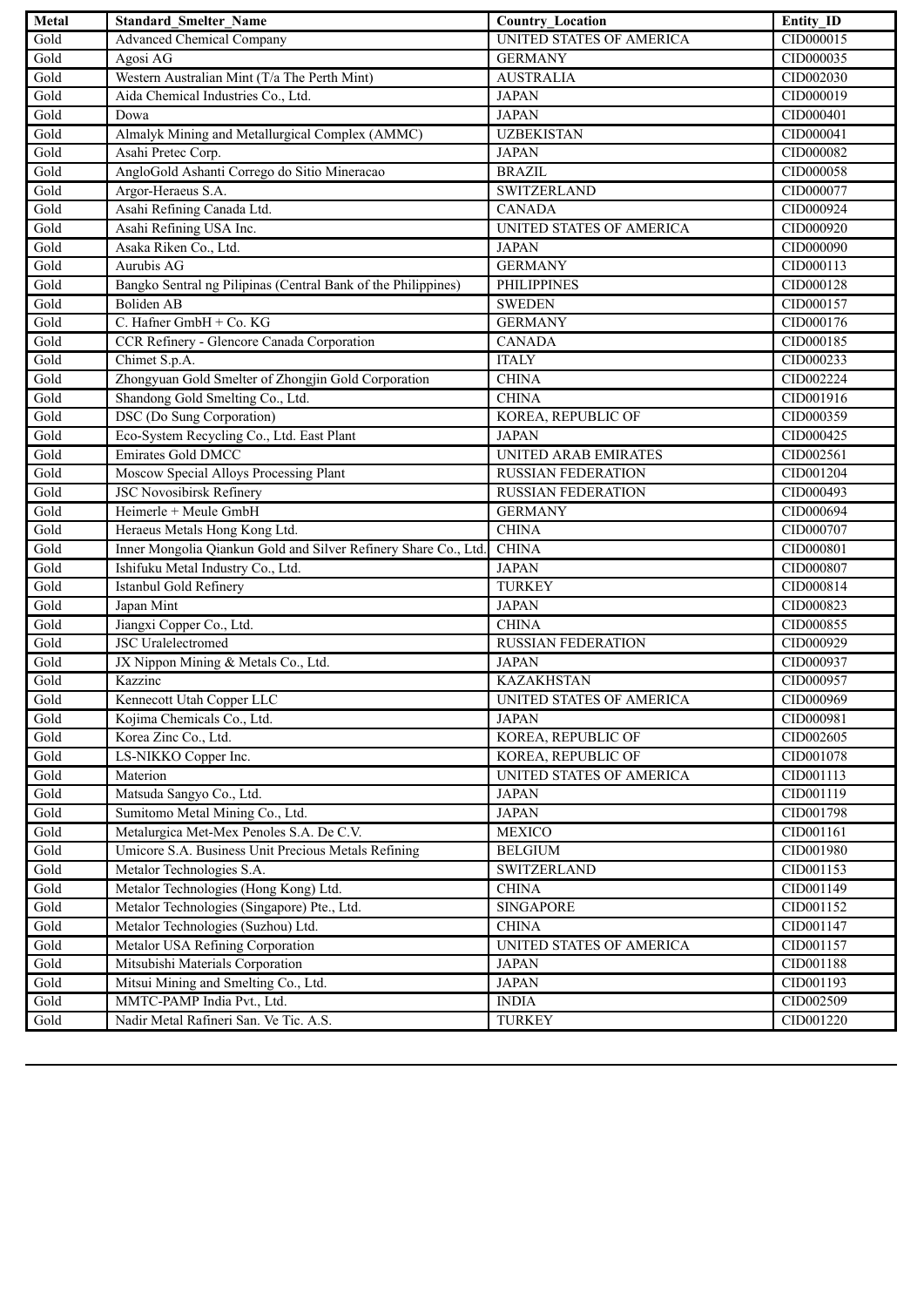| Metal | Standard_Smelter_Name | Country_Location | Entity_ID |
| --- | --- | --- | --- |
| Gold | Advanced Chemical Company | UNITED STATES OF AMERICA | CID000015 |
| Gold | Agosi AG | GERMANY | CID000035 |
| Gold | Western Australian Mint (T/a The Perth Mint) | AUSTRALIA | CID002030 |
| Gold | Aida Chemical Industries Co., Ltd. | JAPAN | CID000019 |
| Gold | Dowa | JAPAN | CID000401 |
| Gold | Almalyk Mining and Metallurgical Complex (AMMC) | UZBEKISTAN | CID000041 |
| Gold | Asahi Pretec Corp. | JAPAN | CID000082 |
| Gold | AngloGold Ashanti Corrego do Sitio Mineracao | BRAZIL | CID000058 |
| Gold | Argor-Heraeus S.A. | SWITZERLAND | CID000077 |
| Gold | Asahi Refining Canada Ltd. | CANADA | CID000924 |
| Gold | Asahi Refining USA Inc. | UNITED STATES OF AMERICA | CID000920 |
| Gold | Asaka Riken Co., Ltd. | JAPAN | CID000090 |
| Gold | Aurubis AG | GERMANY | CID000113 |
| Gold | Bangko Sentral ng Pilipinas (Central Bank of the Philippines) | PHILIPPINES | CID000128 |
| Gold | Boliden AB | SWEDEN | CID000157 |
| Gold | C. Hafner GmbH + Co. KG | GERMANY | CID000176 |
| Gold | CCR Refinery - Glencore Canada Corporation | CANADA | CID000185 |
| Gold | Chimet S.p.A. | ITALY | CID000233 |
| Gold | Zhongyuan Gold Smelter of Zhongjin Gold Corporation | CHINA | CID002224 |
| Gold | Shandong Gold Smelting Co., Ltd. | CHINA | CID001916 |
| Gold | DSC (Do Sung Corporation) | KOREA, REPUBLIC OF | CID000359 |
| Gold | Eco-System Recycling Co., Ltd. East Plant | JAPAN | CID000425 |
| Gold | Emirates Gold DMCC | UNITED ARAB EMIRATES | CID002561 |
| Gold | Moscow Special Alloys Processing Plant | RUSSIAN FEDERATION | CID001204 |
| Gold | JSC Novosibirsk Refinery | RUSSIAN FEDERATION | CID000493 |
| Gold | Heimerle + Meule GmbH | GERMANY | CID000694 |
| Gold | Heraeus Metals Hong Kong Ltd. | CHINA | CID000707 |
| Gold | Inner Mongolia Qiankun Gold and Silver Refinery Share Co., Ltd. | CHINA | CID000801 |
| Gold | Ishifuku Metal Industry Co., Ltd. | JAPAN | CID000807 |
| Gold | Istanbul Gold Refinery | TURKEY | CID000814 |
| Gold | Japan Mint | JAPAN | CID000823 |
| Gold | Jiangxi Copper Co., Ltd. | CHINA | CID000855 |
| Gold | JSC Uralelectromed | RUSSIAN FEDERATION | CID000929 |
| Gold | JX Nippon Mining & Metals Co., Ltd. | JAPAN | CID000937 |
| Gold | Kazzinc | KAZAKHSTAN | CID000957 |
| Gold | Kennecott Utah Copper LLC | UNITED STATES OF AMERICA | CID000969 |
| Gold | Kojima Chemicals Co., Ltd. | JAPAN | CID000981 |
| Gold | Korea Zinc Co., Ltd. | KOREA, REPUBLIC OF | CID002605 |
| Gold | LS-NIKKO Copper Inc. | KOREA, REPUBLIC OF | CID001078 |
| Gold | Materion | UNITED STATES OF AMERICA | CID001113 |
| Gold | Matsuda Sangyo Co., Ltd. | JAPAN | CID001119 |
| Gold | Sumitomo Metal Mining Co., Ltd. | JAPAN | CID001798 |
| Gold | Metalurgica Met-Mex Penoles S.A. De C.V. | MEXICO | CID001161 |
| Gold | Umicore S.A. Business Unit Precious Metals Refining | BELGIUM | CID001980 |
| Gold | Metalor Technologies S.A. | SWITZERLAND | CID001153 |
| Gold | Metalor Technologies (Hong Kong) Ltd. | CHINA | CID001149 |
| Gold | Metalor Technologies (Singapore) Pte., Ltd. | SINGAPORE | CID001152 |
| Gold | Metalor Technologies (Suzhou) Ltd. | CHINA | CID001147 |
| Gold | Metalor USA Refining Corporation | UNITED STATES OF AMERICA | CID001157 |
| Gold | Mitsubishi Materials Corporation | JAPAN | CID001188 |
| Gold | Mitsui Mining and Smelting Co., Ltd. | JAPAN | CID001193 |
| Gold | MMTC-PAMP India Pvt., Ltd. | INDIA | CID002509 |
| Gold | Nadir Metal Rafineri San. Ve Tic. A.S. | TURKEY | CID001220 |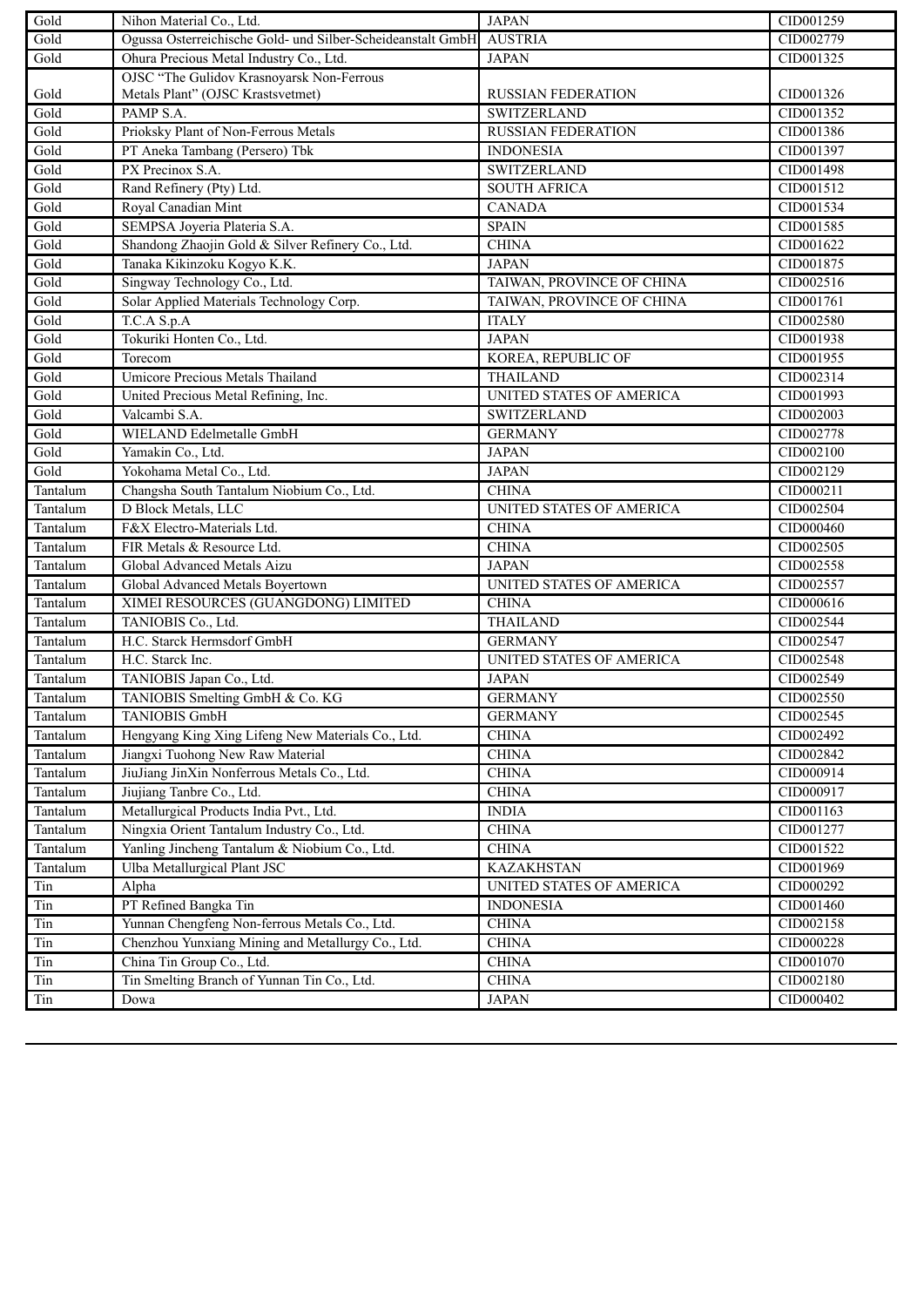| | | | |
|---|---|---|---|
| Gold | Nihon Material Co., Ltd. | JAPAN | CID001259 |
| Gold | Ogussa Osterreichische Gold- und Silber-Scheideanstalt GmbH | AUSTRIA | CID002779 |
| Gold | Ohura Precious Metal Industry Co., Ltd. | JAPAN | CID001325 |
| Gold | OJSC "The Gulidov Krasnoyarsk Non-Ferrous Metals Plant" (OJSC Krastsvetmet) | RUSSIAN FEDERATION | CID001326 |
| Gold | PAMP S.A. | SWITZERLAND | CID001352 |
| Gold | Prioksky Plant of Non-Ferrous Metals | RUSSIAN FEDERATION | CID001386 |
| Gold | PT Aneka Tambang (Persero) Tbk | INDONESIA | CID001397 |
| Gold | PX Precinox S.A. | SWITZERLAND | CID001498 |
| Gold | Rand Refinery (Pty) Ltd. | SOUTH AFRICA | CID001512 |
| Gold | Royal Canadian Mint | CANADA | CID001534 |
| Gold | SEMPSA Joyeria Plateria S.A. | SPAIN | CID001585 |
| Gold | Shandong Zhaojin Gold & Silver Refinery Co., Ltd. | CHINA | CID001622 |
| Gold | Tanaka Kikinzoku Kogyo K.K. | JAPAN | CID001875 |
| Gold | Singway Technology Co., Ltd. | TAIWAN, PROVINCE OF CHINA | CID002516 |
| Gold | Solar Applied Materials Technology Corp. | TAIWAN, PROVINCE OF CHINA | CID001761 |
| Gold | T.C.A S.p.A | ITALY | CID002580 |
| Gold | Tokuriki Honten Co., Ltd. | JAPAN | CID001938 |
| Gold | Torecom | KOREA, REPUBLIC OF | CID001955 |
| Gold | Umicore Precious Metals Thailand | THAILAND | CID002314 |
| Gold | United Precious Metal Refining, Inc. | UNITED STATES OF AMERICA | CID001993 |
| Gold | Valcambi S.A. | SWITZERLAND | CID002003 |
| Gold | WIELAND Edelmetalle GmbH | GERMANY | CID002778 |
| Gold | Yamakin Co., Ltd. | JAPAN | CID002100 |
| Gold | Yokohama Metal Co., Ltd. | JAPAN | CID002129 |
| Tantalum | Changsha South Tantalum Niobium Co., Ltd. | CHINA | CID000211 |
| Tantalum | D Block Metals, LLC | UNITED STATES OF AMERICA | CID002504 |
| Tantalum | F&X Electro-Materials Ltd. | CHINA | CID000460 |
| Tantalum | FIR Metals & Resource Ltd. | CHINA | CID002505 |
| Tantalum | Global Advanced Metals Aizu | JAPAN | CID002558 |
| Tantalum | Global Advanced Metals Boyertown | UNITED STATES OF AMERICA | CID002557 |
| Tantalum | XIMEI RESOURCES (GUANGDONG) LIMITED | CHINA | CID000616 |
| Tantalum | TANIOBIS Co., Ltd. | THAILAND | CID002544 |
| Tantalum | H.C. Starck Hermsdorf GmbH | GERMANY | CID002547 |
| Tantalum | H.C. Starck Inc. | UNITED STATES OF AMERICA | CID002548 |
| Tantalum | TANIOBIS Japan Co., Ltd. | JAPAN | CID002549 |
| Tantalum | TANIOBIS Smelting GmbH & Co. KG | GERMANY | CID002550 |
| Tantalum | TANIOBIS GmbH | GERMANY | CID002545 |
| Tantalum | Hengyang King Xing Lifeng New Materials Co., Ltd. | CHINA | CID002492 |
| Tantalum | Jiangxi Tuohong New Raw Material | CHINA | CID002842 |
| Tantalum | JiuJiang JinXin Nonferrous Metals Co., Ltd. | CHINA | CID000914 |
| Tantalum | Jiujiang Tanbre Co., Ltd. | CHINA | CID000917 |
| Tantalum | Metallurgical Products India Pvt., Ltd. | INDIA | CID001163 |
| Tantalum | Ningxia Orient Tantalum Industry Co., Ltd. | CHINA | CID001277 |
| Tantalum | Yanling Jincheng Tantalum & Niobium Co., Ltd. | CHINA | CID001522 |
| Tantalum | Ulba Metallurgical Plant JSC | KAZAKHSTAN | CID001969 |
| Tin | Alpha | UNITED STATES OF AMERICA | CID000292 |
| Tin | PT Refined Bangka Tin | INDONESIA | CID001460 |
| Tin | Yunnan Chengfeng Non-ferrous Metals Co., Ltd. | CHINA | CID002158 |
| Tin | Chenzhou Yunxiang Mining and Metallurgy Co., Ltd. | CHINA | CID000228 |
| Tin | China Tin Group Co., Ltd. | CHINA | CID001070 |
| Tin | Tin Smelting Branch of Yunnan Tin Co., Ltd. | CHINA | CID002180 |
| Tin | Dowa | JAPAN | CID000402 |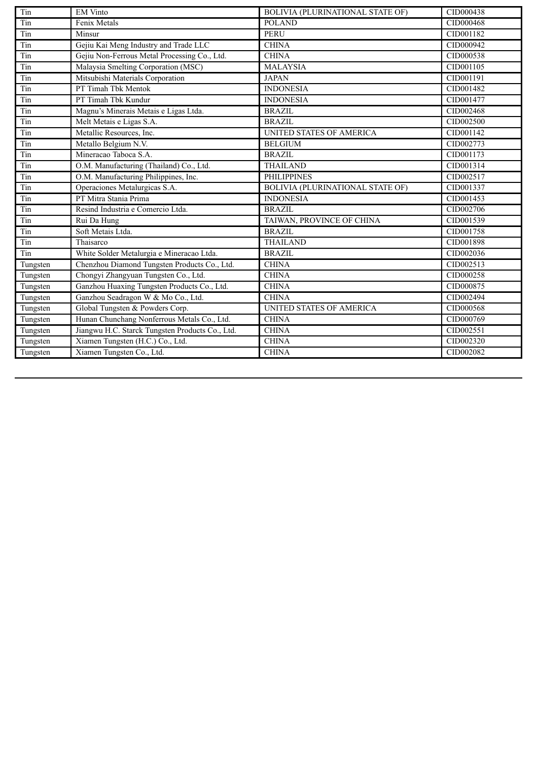| | | | |
|---|---|---|---|
| Tin | EM Vinto | BOLIVIA (PLURINATIONAL STATE OF) | CID000438 |
| Tin | Fenix Metals | POLAND | CID000468 |
| Tin | Minsur | PERU | CID001182 |
| Tin | Gejiu Kai Meng Industry and Trade LLC | CHINA | CID000942 |
| Tin | Gejiu Non-Ferrous Metal Processing Co., Ltd. | CHINA | CID000538 |
| Tin | Malaysia Smelting Corporation (MSC) | MALAYSIA | CID001105 |
| Tin | Mitsubishi Materials Corporation | JAPAN | CID001191 |
| Tin | PT Timah Tbk Mentok | INDONESIA | CID001482 |
| Tin | PT Timah Tbk Kundur | INDONESIA | CID001477 |
| Tin | Magnu's Minerais Metais e Ligas Ltda. | BRAZIL | CID002468 |
| Tin | Melt Metais e Ligas S.A. | BRAZIL | CID002500 |
| Tin | Metallic Resources, Inc. | UNITED STATES OF AMERICA | CID001142 |
| Tin | Metallo Belgium N.V. | BELGIUM | CID002773 |
| Tin | Mineracao Taboca S.A. | BRAZIL | CID001173 |
| Tin | O.M. Manufacturing (Thailand) Co., Ltd. | THAILAND | CID001314 |
| Tin | O.M. Manufacturing Philippines, Inc. | PHILIPPINES | CID002517 |
| Tin | Operaciones Metalurgicas S.A. | BOLIVIA (PLURINATIONAL STATE OF) | CID001337 |
| Tin | PT Mitra Stania Prima | INDONESIA | CID001453 |
| Tin | Resind Industria e Comercio Ltda. | BRAZIL | CID002706 |
| Tin | Rui Da Hung | TAIWAN, PROVINCE OF CHINA | CID001539 |
| Tin | Soft Metais Ltda. | BRAZIL | CID001758 |
| Tin | Thaisarco | THAILAND | CID001898 |
| Tin | White Solder Metalurgia e Mineracao Ltda. | BRAZIL | CID002036 |
| Tungsten | Chenzhou Diamond Tungsten Products Co., Ltd. | CHINA | CID002513 |
| Tungsten | Chongyi Zhangyuan Tungsten Co., Ltd. | CHINA | CID000258 |
| Tungsten | Ganzhou Huaxing Tungsten Products Co., Ltd. | CHINA | CID000875 |
| Tungsten | Ganzhou Seadragon W & Mo Co., Ltd. | CHINA | CID002494 |
| Tungsten | Global Tungsten & Powders Corp. | UNITED STATES OF AMERICA | CID000568 |
| Tungsten | Hunan Chunchang Nonferrous Metals Co., Ltd. | CHINA | CID000769 |
| Tungsten | Jiangwu H.C. Starck Tungsten Products Co., Ltd. | CHINA | CID002551 |
| Tungsten | Xiamen Tungsten (H.C.) Co., Ltd. | CHINA | CID002320 |
| Tungsten | Xiamen Tungsten Co., Ltd. | CHINA | CID002082 |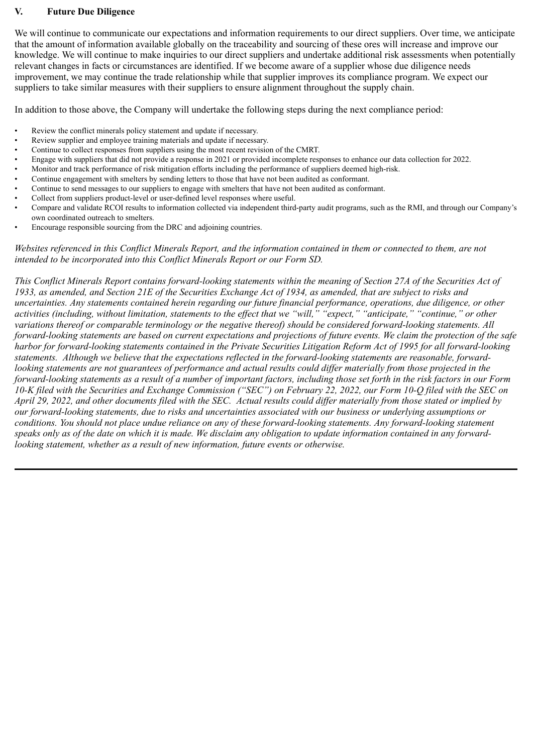## V. Future Due Diligence

We will continue to communicate our expectations and information requirements to our direct suppliers. Over time, we anticipate that the amount of information available globally on the traceability and sourcing of these ores will increase and improve our knowledge. We will continue to make inquiries to our direct suppliers and undertake additional risk assessments when potentially relevant changes in facts or circumstances are identified. If we become aware of a supplier whose due diligence needs improvement, we may continue the trade relationship while that supplier improves its compliance program. We expect our suppliers to take similar measures with their suppliers to ensure alignment throughout the supply chain.

In addition to those above, the Company will undertake the following steps during the next compliance period:

- Review the conflict minerals policy statement and update if necessary.
- Review supplier and employee training materials and update if necessary.
- Continue to collect responses from suppliers using the most recent revision of the CMRT.
- Engage with suppliers that did not provide a response in 2021 or provided incomplete responses to enhance our data collection for 2022.
- Monitor and track performance of risk mitigation efforts including the performance of suppliers deemed high-risk.
- Continue engagement with smelters by sending letters to those that have not been audited as conformant.
- Continue to send messages to our suppliers to engage with smelters that have not been audited as conformant.
- Collect from suppliers product-level or user-defined level responses where useful.
- Compare and validate RCOI results to information collected via independent third-party audit programs, such as the RMI, and through our Company's own coordinated outreach to smelters.
- Encourage responsible sourcing from the DRC and adjoining countries.

*Websites referenced in this Conflict Minerals Report, and the information contained in them or connected to them, are not intended to be incorporated into this Conflict Minerals Report or our Form SD.*

*This Conflict Minerals Report contains forward-looking statements within the meaning of Section 27A of the Securities Act of 1933, as amended, and Section 21E of the Securities Exchange Act of 1934, as amended, that are subject to risks and uncertainties. Any statements contained herein regarding our future financial performance, operations, due diligence, or other activities (including, without limitation, statements to the effect that we "will," "expect," "anticipate," "continue," or other variations thereof or comparable terminology or the negative thereof) should be considered forward-looking statements. All forward-looking statements are based on current expectations and projections of future events. We claim the protection of the safe harbor for forward-looking statements contained in the Private Securities Litigation Reform Act of 1995 for all forward-looking statements. Although we believe that the expectations reflected in the forward-looking statements are reasonable, forward-looking statements are not guarantees of performance and actual results could differ materially from those projected in the forward-looking statements as a result of a number of important factors, including those set forth in the risk factors in our Form 10-K filed with the Securities and Exchange Commission ("SEC") on February 22, 2022, our Form 10-Q filed with the SEC on April 29, 2022, and other documents filed with the SEC. Actual results could differ materially from those stated or implied by our forward-looking statements, due to risks and uncertainties associated with our business or underlying assumptions or conditions. You should not place undue reliance on any of these forward-looking statements. Any forward-looking statement speaks only as of the date on which it is made. We disclaim any obligation to update information contained in any forward-looking statement, whether as a result of new information, future events or otherwise.*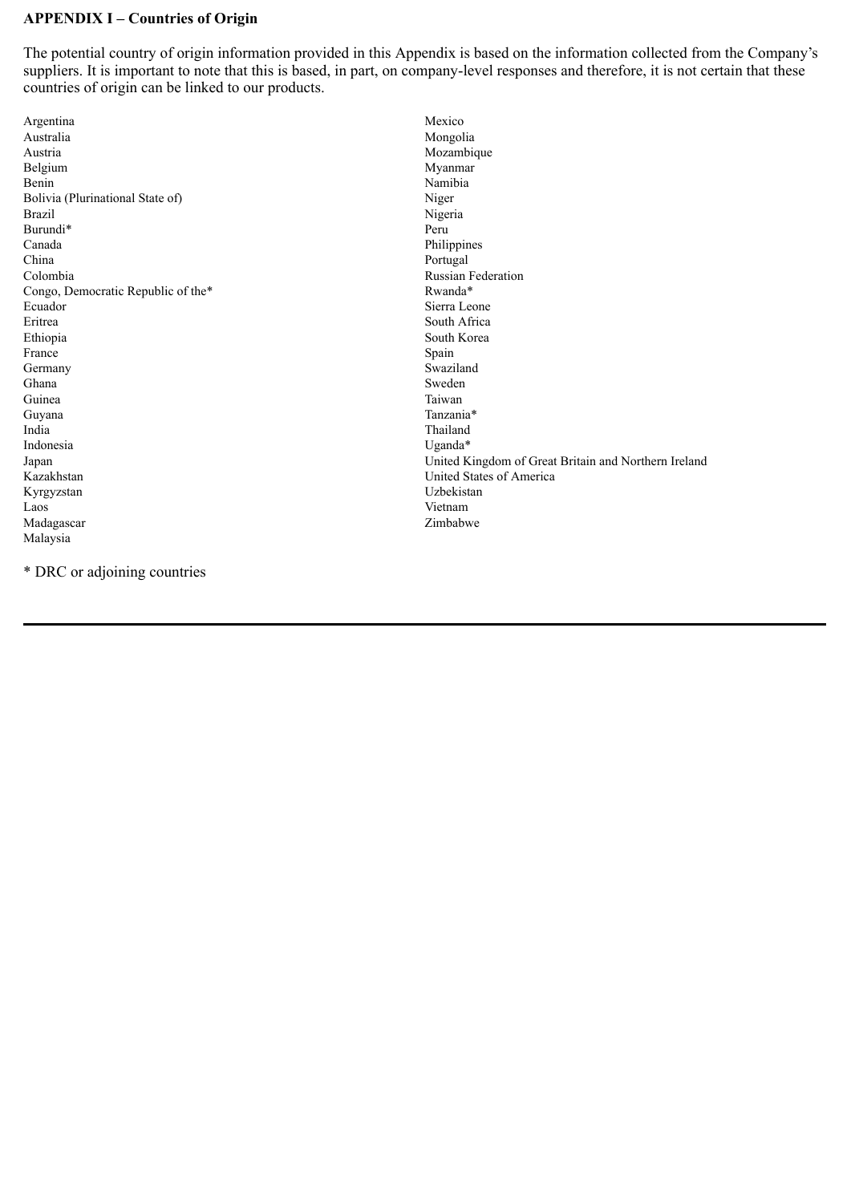**APPENDIX I – Countries of Origin**

The potential country of origin information provided in this Appendix is based on the information collected from the Company's suppliers. It is important to note that this is based, in part, on company-level responses and therefore, it is not certain that these countries of origin can be linked to our products.

Argentina
Australia
Austria
Belgium
Benin
Bolivia (Plurinational State of)
Brazil
Burundi*
Canada
China
Colombia
Congo, Democratic Republic of the*
Ecuador
Eritrea
Ethiopia
France
Germany
Ghana
Guinea
Guyana
India
Indonesia
Japan
Kazakhstan
Kyrgyzstan
Laos
Madagascar
Malaysia
Mexico
Mongolia
Mozambique
Myanmar
Namibia
Niger
Nigeria
Peru
Philippines
Portugal
Russian Federation
Rwanda*
Sierra Leone
South Africa
South Korea
Spain
Swaziland
Sweden
Taiwan
Tanzania*
Thailand
Uganda*
United Kingdom of Great Britain and Northern Ireland
United States of America
Uzbekistan
Vietnam
Zimbabwe

\* DRC or adjoining countries